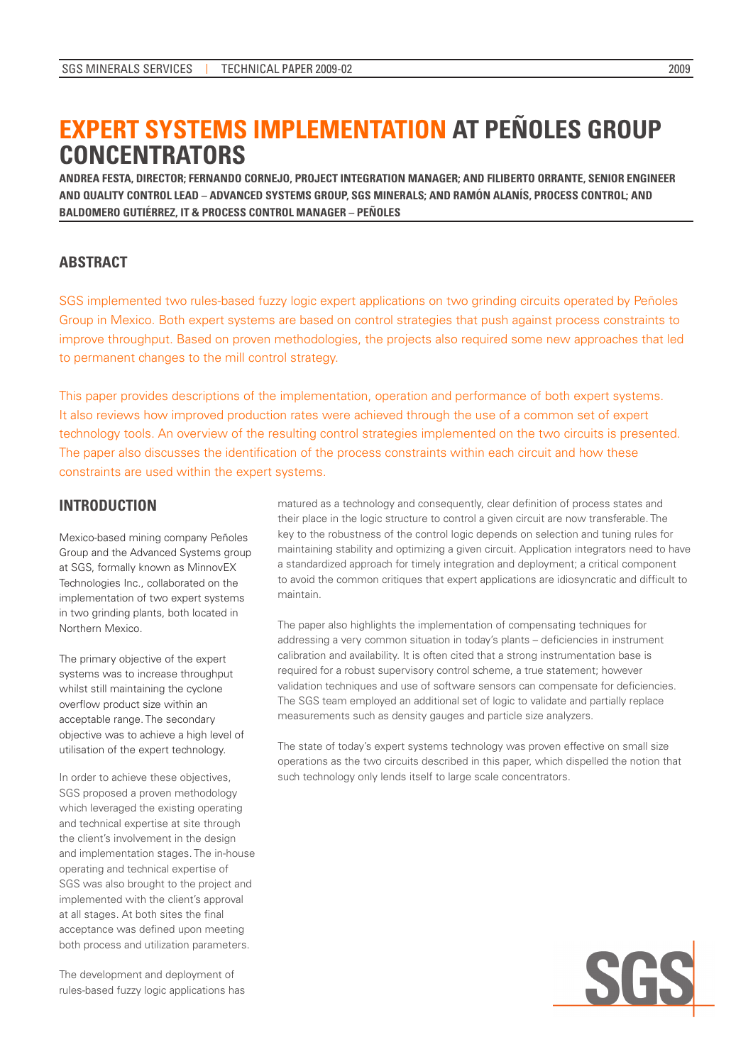# EXPERT SYSTEMS IMPLEMENTATION AT PEÑOLES GROUP CONCENTRATORS

**ANDREA FESTA, DIRECTOR; FERNANDO CORNEJO, PROJECT INTEGRATION MANAGER; AND FILIBERTO ORRANTE, SENIOR ENGINEER AND QUALITY CONTROL LEAD – ADVANCED SYSTEMS GROUP, SGS MINERALS; AND RAMÓN ALANÍS, PROCESS CONTROL; AND BALDOMERO GUTIÉRREZ, IT & PROCESS CONTROL MANAGER – PEÑOLES**

## ABSTRACT

SGS implemented two rules-based fuzzy logic expert applications on two grinding circuits operated by Peñoles Group in Mexico. Both expert systems are based on control strategies that push against process constraints to improve throughput. Based on proven methodologies, the projects also required some new approaches that led to permanent changes to the mill control strategy.

This paper provides descriptions of the implementation, operation and performance of both expert systems. It also reviews how improved production rates were achieved through the use of a common set of expert technology tools. An overview of the resulting control strategies implemented on the two circuits is presented. The paper also discusses the identification of the process constraints within each circuit and how these constraints are used within the expert systems.

## INTRODUCTION

Mexico-based mining company Peñoles Group and the Advanced Systems group at SGS, formally known as MinnovEX Technologies Inc., collaborated on the implementation of two expert systems in two grinding plants, both located in Northern Mexico.

The primary objective of the expert systems was to increase throughput whilst still maintaining the cyclone overflow product size within an acceptable range. The secondary objective was to achieve a high level of utilisation of the expert technology.

In order to achieve these objectives, SGS proposed a proven methodology which leveraged the existing operating and technical expertise at site through the client's involvement in the design and implementation stages. The in-house operating and technical expertise of SGS was also brought to the project and implemented with the client's approval at all stages. At both sites the final acceptance was defined upon meeting both process and utilization parameters.

The development and deployment of rules-based fuzzy logic applications has matured as a technology and consequently, clear definition of process states and their place in the logic structure to control a given circuit are now transferable. The key to the robustness of the control logic depends on selection and tuning rules for maintaining stability and optimizing a given circuit. Application integrators need to have a standardized approach for timely integration and deployment; a critical component to avoid the common critiques that expert applications are idiosyncratic and difficult to maintain.

The paper also highlights the implementation of compensating techniques for addressing a very common situation in today's plants – deficiencies in instrument calibration and availability. It is often cited that a strong instrumentation base is required for a robust supervisory control scheme, a true statement; however validation techniques and use of software sensors can compensate for deficiencies. The SGS team employed an additional set of logic to validate and partially replace measurements such as density gauges and particle size analyzers.

The state of today's expert systems technology was proven effective on small size operations as the two circuits described in this paper, which dispelled the notion that such technology only lends itself to large scale concentrators.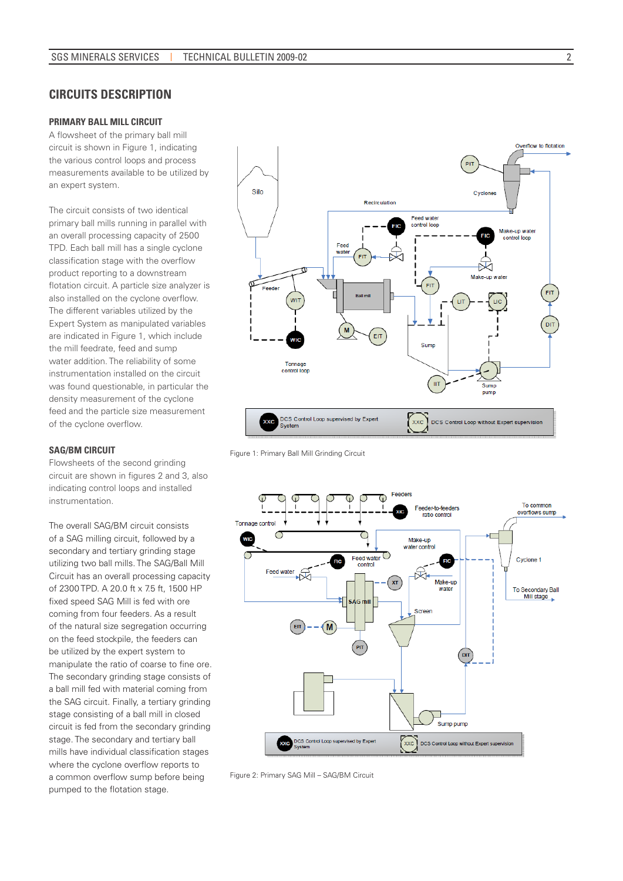## CIRCUITS DESCRIPTION

### PRIMARY BALL MILL CIRCUIT

A flowsheet of the primary ball mill circuit is shown in Figure 1, indicating the various control loops and process measurements available to be utilized by an expert system.

The circuit consists of two identical primary ball mills running in parallel with an overall processing capacity of 2500 TPD. Each ball mill has a single cyclone classification stage with the overflow product reporting to a downstream flotation circuit. A particle size analyzer is also installed on the cyclone overflow. The different variables utilized by the Expert System as manipulated variables are indicated in Figure 1, which include the mill feedrate, feed and sump water addition. The reliability of some instrumentation installed on the circuit was found questionable, in particular the density measurement of the cyclone feed and the particle size measurement of the cyclone overflow.

Figure 1: Primary Ball Mill Grinding Circuit

### SAG/BM CIRCUIT

Flowsheets of the second grinding circuit are shown in figures 2 and 3, also indicating control loops and installed instrumentation.

The overall SAG/BM circuit consists of a SAG milling circuit, followed by a secondary and tertiary grinding stage utilizing two ball mills. The SAG/Ball Mill Circuit has an overall processing capacity of 2300 TPD. A 20.0 ft x 7.5 ft, 1500 HP fixed speed SAG Mill is fed with ore coming from four feeders. As a result of the natural size segregation occurring on the feed stockpile, the feeders can be utilized by the expert system to manipulate the ratio of coarse to fine ore. The secondary grinding stage consists of a ball mill fed with material coming from the SAG circuit. Finally, a tertiary grinding stage consisting of a ball mill in closed circuit is fed from the secondary grinding stage. The secondary and tertiary ball mills have individual classification stages where the cyclone overflow reports to a common overflow sump before being pumped to the flotation stage.

Figure 2: Primary SAG Mill – SAG/BM Circuit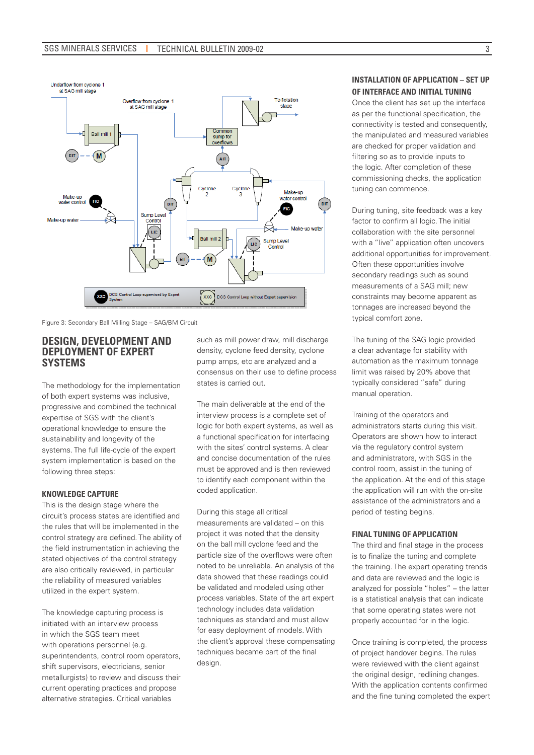Figure 3: Secondary Ball Milling Stage – SAG/BM Circuit

## DESIGN, DEVELOPMENT AND DEPLOYMENT OF EXPERT SYSTEMS

The methodology for the implementation of both expert systems was inclusive, progressive and combined the technical expertise of SGS with the client's operational knowledge to ensure the sustainability and longevity of the systems. The full life-cycle of the expert system implementation is based on the following three steps:

### KNOWLEDGE CAPTURE

This is the design stage where the circuit's process states are identified and the rules that will be implemented in the control strategy are defined. The ability of the field instrumentation in achieving the stated objectives of the control strategy are also critically reviewed, in particular the reliability of measured variables utilized in the expert system.

The knowledge capturing process is initiated with an interview process in which the SGS team meet with operations personnel (e.g. superintendents, control room operators, shift supervisors, electricians, senior metallurgists) to review and discuss their current operating practices and propose alternative strategies. Critical variables such as mill power draw, mill discharge density, cyclone feed density, cyclone pump amps, etc are analyzed and a consensus on their use to define process states is carried out.

The main deliverable at the end of the interview process is a complete set of logic for both expert systems, as well as a functional specification for interfacing with the sites' control systems. A clear and concise documentation of the rules must be approved and is then reviewed to identify each component within the coded application.

During this stage all critical measurements are validated – on this project it was noted that the density on the ball mill cyclone feed and the particle size of the overflows were often noted to be unreliable. An analysis of the data showed that these readings could be validated and modeled using other process variables. State of the art expert technology includes data validation techniques as standard and must allow for easy deployment of models. With the client's approval these compensating techniques became part of the final design.

### INSTALLATION OF APPLICATION – SET UP OF INTERFACE AND INITIAL TUNING

Once the client has set up the interface as per the functional specification, the connectivity is tested and consequently, the manipulated and measured variables are checked for proper validation and filtering so as to provide inputs to the logic. After completion of these commissioning checks, the application tuning can commence.

During tuning, site feedback was a key factor to confirm all logic. The initial collaboration with the site personnel with a "live" application often uncovers additional opportunities for improvement. Often these opportunities involve secondary readings such as sound measurements of a SAG mill; new constraints may become apparent as tonnages are increased beyond the typical comfort zone.

The tuning of the SAG logic provided a clear advantage for stability with automation as the maximum tonnage limit was raised by 20% above that typically considered "safe" during manual operation.

Training of the operators and administrators starts during this visit. Operators are shown how to interact via the regulatory control system and administrators, with SGS in the control room, assist in the tuning of the application. At the end of this stage the application will run with the on-site assistance of the administrators and a period of testing begins.

### FINAL TUNING OF APPLICATION

The third and final stage in the process is to finalize the tuning and complete the training. The expert operating trends and data are reviewed and the logic is analyzed for possible "holes" – the latter is a statistical analysis that can indicate that some operating states were not properly accounted for in the logic.

Once training is completed, the process of project handover begins. The rules were reviewed with the client against the original design, redlining changes. With the application contents confirmed and the fine tuning completed the expert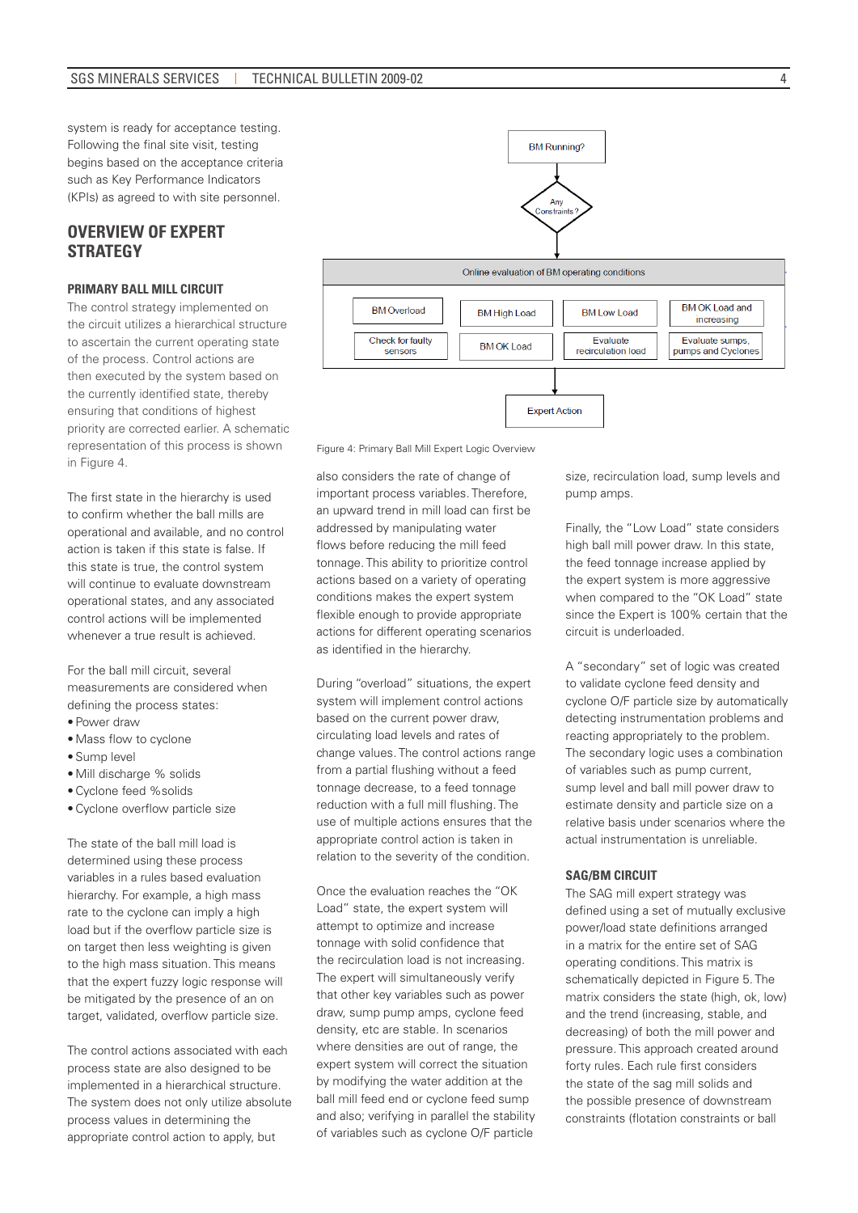system is ready for acceptance testing. Following the final site visit, testing begins based on the acceptance criteria such as Key Performance Indicators (KPIs) as agreed to with site personnel.

## OVERVIEW OF EXPERT STRATEGY

### PRIMARY BALL MILL CIRCUIT

The control strategy implemented on the circuit utilizes a hierarchical structure to ascertain the current operating state of the process. Control actions are then executed by the system based on the currently identified state, thereby ensuring that conditions of highest priority are corrected earlier. A schematic representation of this process is shown in Figure 4.

The first state in the hierarchy is used to confirm whether the ball mills are operational and available, and no control action is taken if this state is false. If this state is true, the control system will continue to evaluate downstream operational states, and any associated control actions will be implemented whenever a true result is achieved.

For the ball mill circuit, several measurements are considered when defining the process states:

- Power draw
- Mass flow to cyclone
- Sump level
- Mill discharge % solids
- Cyclone feed %solids
- Cyclone overflow particle size

The state of the ball mill load is determined using these process variables in a rules based evaluation hierarchy. For example, a high mass rate to the cyclone can imply a high load but if the overflow particle size is on target then less weighting is given to the high mass situation. This means that the expert fuzzy logic response will be mitigated by the presence of an on target, validated, overflow particle size.

The control actions associated with each process state are also designed to be implemented in a hierarchical structure. The system does not only utilize absolute process values in determining the appropriate control action to apply, but also considers the rate of change of important process variables. Therefore, an upward trend in mill load can first be addressed by manipulating water flows before reducing the mill feed tonnage. This ability to prioritize control actions based on a variety of operating conditions makes the expert system flexible enough to provide appropriate actions for different operating scenarios as identified in the hierarchy.

BM Running? → Any Constraints? → Online evaluation of BM operating conditions: BM Overload, Check for faulty sensors, BM High Load, BM OK Load, BM Low Load, Evaluate recirculation load, BM OK Load and increasing, Evaluate sumps, pumps and Cyclones → Expert Action

Figure 4: Primary Ball Mill Expert Logic Overview

During "overload" situations, the expert system will implement control actions based on the current power draw, circulating load levels and rates of change values. The control actions range from a partial flushing without a feed tonnage decrease, to a feed tonnage reduction with a full mill flushing. The use of multiple actions ensures that the appropriate control action is taken in relation to the severity of the condition.

Once the evaluation reaches the "OK Load" state, the expert system will attempt to optimize and increase tonnage with solid confidence that the recirculation load is not increasing. The expert will simultaneously verify that other key variables such as power draw, sump pump amps, cyclone feed density, etc are stable. In scenarios where densities are out of range, the expert system will correct the situation by modifying the water addition at the ball mill feed end or cyclone feed sump and also; verifying in parallel the stability of variables such as cyclone O/F particle size, recirculation load, sump levels and pump amps.

Finally, the "Low Load" state considers high ball mill power draw. In this state, the feed tonnage increase applied by the expert system is more aggressive when compared to the "OK Load" state since the Expert is 100% certain that the circuit is underloaded.

A "secondary" set of logic was created to validate cyclone feed density and cyclone O/F particle size by automatically detecting instrumentation problems and reacting appropriately to the problem. The secondary logic uses a combination of variables such as pump current, sump level and ball mill power draw to estimate density and particle size on a relative basis under scenarios where the actual instrumentation is unreliable.

### SAG/BM CIRCUIT

The SAG mill expert strategy was defined using a set of mutually exclusive power/load state definitions arranged in a matrix for the entire set of SAG operating conditions. This matrix is schematically depicted in Figure 5. The matrix considers the state (high, ok, low) and the trend (increasing, stable, and decreasing) of both the mill power and pressure. This approach created around forty rules. Each rule first considers the state of the sag mill solids and the possible presence of downstream constraints (flotation constraints or ball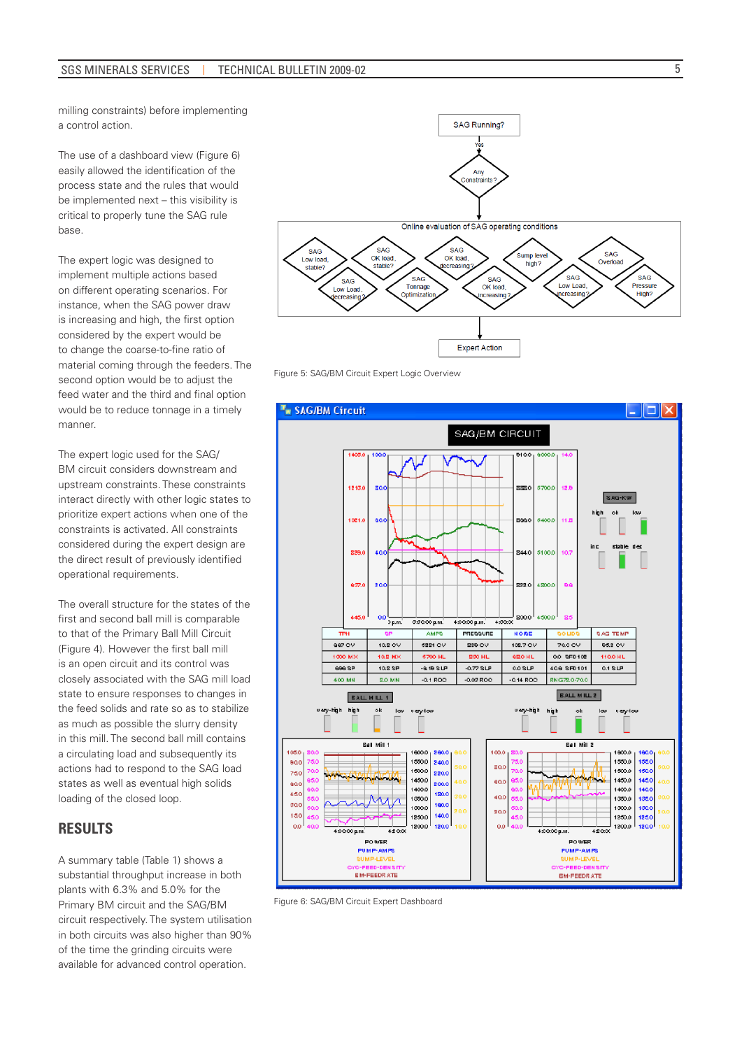milling constraints) before implementing a control action.

The use of a dashboard view (Figure 6) easily allowed the identification of the process state and the rules that would be implemented next – this visibility is critical to properly tune the SAG rule base.

The expert logic was designed to implement multiple actions based on different operating scenarios. For instance, when the SAG power draw is increasing and high, the first option considered by the expert would be to change the coarse-to-fine ratio of material coming through the feeders. The second option would be to adjust the feed water and the third and final option would be to reduce tonnage in a timely manner.

The expert logic used for the SAG/BM circuit considers downstream and upstream constraints. These constraints interact directly with other logic states to prioritize expert actions when one of the constraints is activated. All constraints considered during the expert design are the direct result of previously identified operational requirements.

The overall structure for the states of the first and second ball mill is comparable to that of the Primary Ball Mill Circuit (Figure 4). However the first ball mill is an open circuit and its control was closely associated with the SAG mill load state to ensure responses to changes in the feed solids and rate so as to stabilize as much as possible the slurry density in this mill. The second ball mill contains a circulating load and subsequently its actions had to respond to the SAG load states as well as eventual high solids loading of the closed loop.

## RESULTS

A summary table (Table 1) shows a substantial throughput increase in both plants with 6.3% and 5.0% for the Primary BM circuit and the SAG/BM circuit respectively. The system utilisation in both circuits was also higher than 90% of the time the grinding circuits were available for advanced control operation.

Figure 5: SAG/BM Circuit Expert Logic Overview

Figure 6: SAG/BM Circuit Expert Dashboard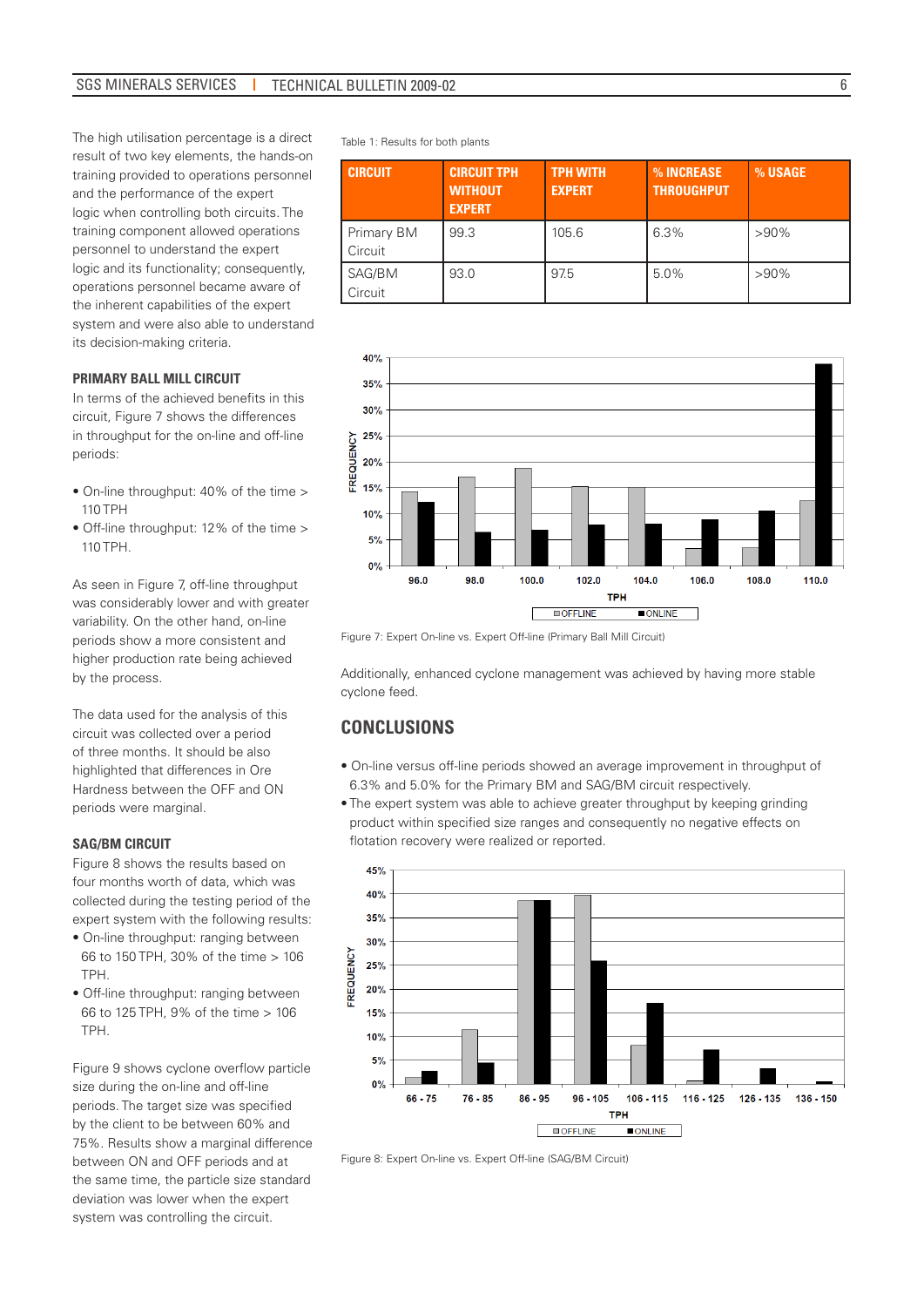The high utilisation percentage is a direct result of two key elements, the hands-on training provided to operations personnel and the performance of the expert logic when controlling both circuits. The training component allowed operations personnel to understand the expert logic and its functionality; consequently, operations personnel became aware of the inherent capabilities of the expert system and were also able to understand its decision-making criteria.

### PRIMARY BALL MILL CIRCUIT

In terms of the achieved benefits in this circuit, Figure 7 shows the differences in throughput for the on-line and off-line periods:

- On-line throughput: 40% of the time > 110 TPH
- Off-line throughput: 12% of the time > 110 TPH.

As seen in Figure 7, off-line throughput was considerably lower and with greater variability. On the other hand, on-line periods show a more consistent and higher production rate being achieved by the process.

The data used for the analysis of this circuit was collected over a period of three months. It should be also highlighted that differences in Ore Hardness between the OFF and ON periods were marginal.

### SAG/BM CIRCUIT

Figure 8 shows the results based on four months worth of data, which was collected during the testing period of the expert system with the following results:

- On-line throughput: ranging between 66 to 150 TPH, 30% of the time > 106 TPH.
- Off-line throughput: ranging between 66 to 125 TPH, 9% of the time > 106 TPH.

Figure 9 shows cyclone overflow particle size during the on-line and off-line periods. The target size was specified by the client to be between 60% and 75%. Results show a marginal difference between ON and OFF periods and at the same time, the particle size standard deviation was lower when the expert system was controlling the circuit.

Table 1: Results for both plants

| CIRCUIT | CIRCUIT TPH WITHOUT EXPERT | TPH WITH EXPERT | % INCREASE THROUGHPUT | % USAGE |
|---|---|---|---|---|
| Primary BM Circuit | 99.3 | 105.6 | 6.3% | >90% |
| SAG/BM Circuit | 93.0 | 97.5 | 5.0% | >90% |

Figure 7: Expert On-line vs. Expert Off-line (Primary Ball Mill Circuit)

Additionally, enhanced cyclone management was achieved by having more stable cyclone feed.

## CONCLUSIONS

- On-line versus off-line periods showed an average improvement in throughput of 6.3% and 5.0% for the Primary BM and SAG/BM circuit respectively.
- The expert system was able to achieve greater throughput by keeping grinding product within specified size ranges and consequently no negative effects on flotation recovery were realized or reported.

Figure 8: Expert On-line vs. Expert Off-line (SAG/BM Circuit)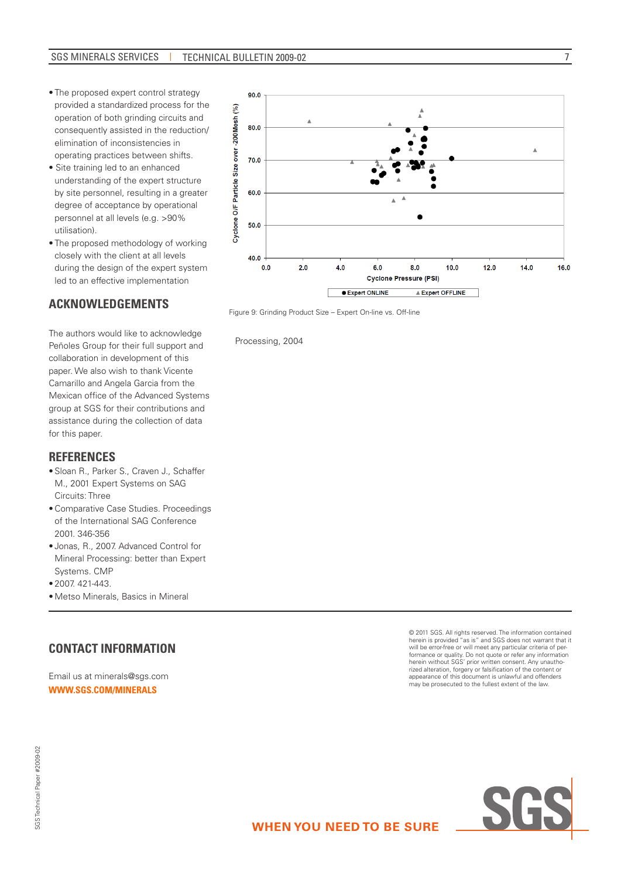- The proposed expert control strategy provided a standardized process for the operation of both grinding circuits and consequently assisted in the reduction/elimination of inconsistencies in operating practices between shifts.
- Site training led to an enhanced understanding of the expert structure by site personnel, resulting in a greater degree of acceptance by operational personnel at all levels (e.g. >90% utilisation).
- The proposed methodology of working closely with the client at all levels during the design of the expert system led to an effective implementation

Cyclone O/F Particle Size over -200Mesh (%)
90.0
80.0
70.0
60.0
50.0
40.0
0.0
2.0
4.0
6.0
8.0
10.0
12.0
14.0
16.0
Cyclone Pressure (PSI)
● Expert ONLINE
▲ Expert OFFLINE

Figure 9: Grinding Product Size – Expert On-line vs. Off-line

## ACKNOWLEDGEMENTS

The authors would like to acknowledge Peñoles Group for their full support and collaboration in development of this paper. We also wish to thank Vicente Camarillo and Angela Garcia from the Mexican office of the Advanced Systems group at SGS for their contributions and assistance during the collection of data for this paper.

## REFERENCES

- Sloan R., Parker S., Craven J., Schaffer M., 2001 Expert Systems on SAG Circuits: Three
- Comparative Case Studies. Proceedings of the International SAG Conference 2001. 346-356
- Jonas, R., 2007. Advanced Control for Mineral Processing: better than Expert Systems. CMP
- 2007. 421-443.
- Metso Minerals, Basics in Mineral

Processing, 2004

## CONTACT INFORMATION

Email us at minerals@sgs.com
**WWW.SGS.COM/MINERALS**

© 2011 SGS. All rights reserved. The information contained herein is provided "as is" and SGS does not warrant that it will be error-free or will meet any particular criteria of performance or quality. Do not quote or refer any information herein without SGS' prior written consent. Any unauthorized alteration, forgery or falsification of the content or appearance of this document is unlawful and offenders may be prosecuted to the fullest extent of the law.

**WHEN YOU NEED TO BE SURE**